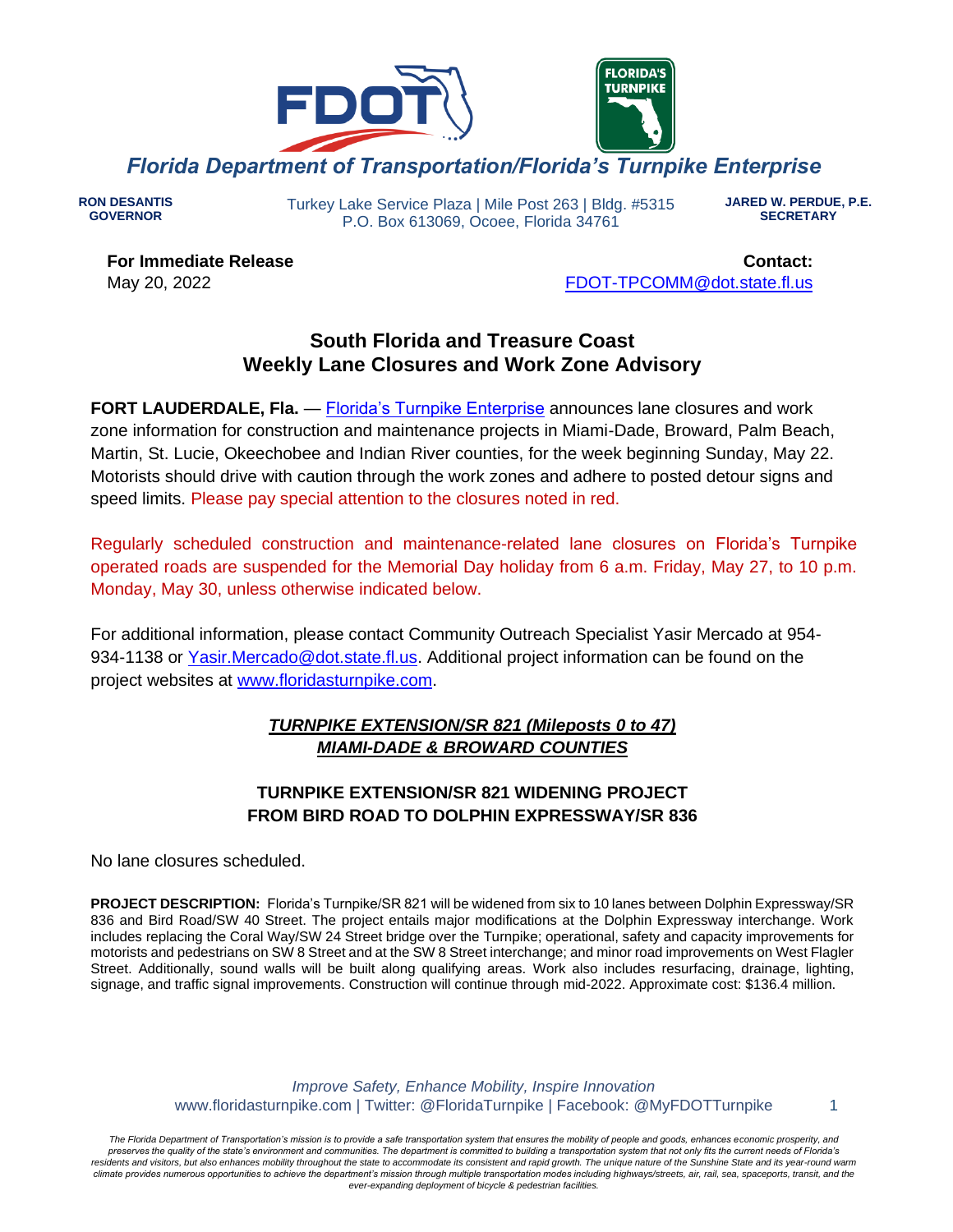# Florida Department of Transportation/Florida's Turnpike Enterprise

**RON DESANTIS**
**GOVERNOR**

Turkey Lake Service Plaza | Mile Post 263 | Bldg. #5315
P.O. Box 613069, Ocoee, Florida 34761

**JARED W. PERDUE, P.E.**
**SECRETARY**

**For Immediate Release**
May 20, 2022

**Contact:**
FDOT-TPCOMM@dot.state.fl.us

## South Florida and Treasure Coast Weekly Lane Closures and Work Zone Advisory

**FORT LAUDERDALE, Fla.** — Florida's Turnpike Enterprise announces lane closures and work zone information for construction and maintenance projects in Miami-Dade, Broward, Palm Beach, Martin, St. Lucie, Okeechobee and Indian River counties, for the week beginning Sunday, May 22. Motorists should drive with caution through the work zones and adhere to posted detour signs and speed limits. Please pay special attention to the closures noted in red.

Regularly scheduled construction and maintenance-related lane closures on Florida's Turnpike operated roads are suspended for the Memorial Day holiday from 6 a.m. Friday, May 27, to 10 p.m. Monday, May 30, unless otherwise indicated below.

For additional information, please contact Community Outreach Specialist Yasir Mercado at 954-934-1138 or Yasir.Mercado@dot.state.fl.us. Additional project information can be found on the project websites at www.floridasturnpike.com.

### *TURNPIKE EXTENSION/SR 821 (Mileposts 0 to 47)* *MIAMI-DADE & BROWARD COUNTIES*

#### TURNPIKE EXTENSION/SR 821 WIDENING PROJECT FROM BIRD ROAD TO DOLPHIN EXPRESSWAY/SR 836

No lane closures scheduled.

**PROJECT DESCRIPTION:** Florida's Turnpike/SR 821 will be widened from six to 10 lanes between Dolphin Expressway/SR 836 and Bird Road/SW 40 Street. The project entails major modifications at the Dolphin Expressway interchange. Work includes replacing the Coral Way/SW 24 Street bridge over the Turnpike; operational, safety and capacity improvements for motorists and pedestrians on SW 8 Street and at the SW 8 Street interchange; and minor road improvements on West Flagler Street. Additionally, sound walls will be built along qualifying areas. Work also includes resurfacing, drainage, lighting, signage, and traffic signal improvements. Construction will continue through mid-2022. Approximate cost: $136.4 million.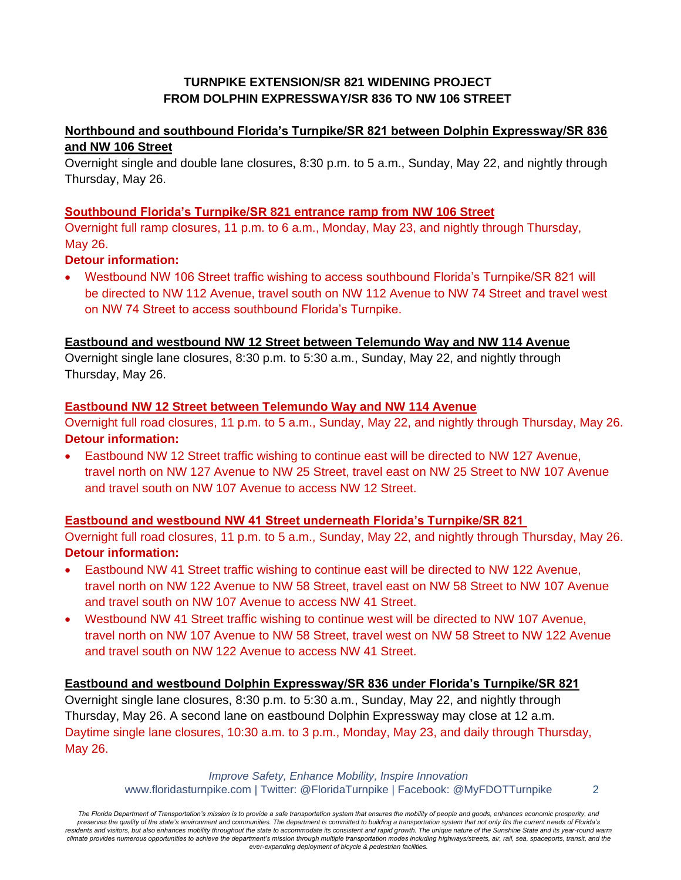**TURNPIKE EXTENSION/SR 821 WIDENING PROJECT**
**FROM DOLPHIN EXPRESSWAY/SR 836 TO NW 106 STREET**

**Northbound and southbound Florida's Turnpike/SR 821 between Dolphin Expressway/SR 836 and NW 106 Street**

Overnight single and double lane closures, 8:30 p.m. to 5 a.m., Sunday, May 22, and nightly through Thursday, May 26.

**Southbound Florida's Turnpike/SR 821 entrance ramp from NW 106 Street**

Overnight full ramp closures, 11 p.m. to 6 a.m., Monday, May 23, and nightly through Thursday, May 26.

**Detour information:**

- Westbound NW 106 Street traffic wishing to access southbound Florida's Turnpike/SR 821 will be directed to NW 112 Avenue, travel south on NW 112 Avenue to NW 74 Street and travel west on NW 74 Street to access southbound Florida's Turnpike.

**Eastbound and westbound NW 12 Street between Telemundo Way and NW 114 Avenue**

Overnight single lane closures, 8:30 p.m. to 5:30 a.m., Sunday, May 22, and nightly through Thursday, May 26.

**Eastbound NW 12 Street between Telemundo Way and NW 114 Avenue**

Overnight full road closures, 11 p.m. to 5 a.m., Sunday, May 22, and nightly through Thursday, May 26.

**Detour information:**

- Eastbound NW 12 Street traffic wishing to continue east will be directed to NW 127 Avenue, travel north on NW 127 Avenue to NW 25 Street, travel east on NW 25 Street to NW 107 Avenue and travel south on NW 107 Avenue to access NW 12 Street.

**Eastbound and westbound NW 41 Street underneath Florida's Turnpike/SR 821**

Overnight full road closures, 11 p.m. to 5 a.m., Sunday, May 22, and nightly through Thursday, May 26.

**Detour information:**

- Eastbound NW 41 Street traffic wishing to continue east will be directed to NW 122 Avenue, travel north on NW 122 Avenue to NW 58 Street, travel east on NW 58 Street to NW 107 Avenue and travel south on NW 107 Avenue to access NW 41 Street.
- Westbound NW 41 Street traffic wishing to continue west will be directed to NW 107 Avenue, travel north on NW 107 Avenue to NW 58 Street, travel west on NW 58 Street to NW 122 Avenue and travel south on NW 122 Avenue to access NW 41 Street.

**Eastbound and westbound Dolphin Expressway/SR 836 under Florida's Turnpike/SR 821**

Overnight single lane closures, 8:30 p.m. to 5:30 a.m., Sunday, May 22, and nightly through Thursday, May 26. A second lane on eastbound Dolphin Expressway may close at 12 a.m.

Daytime single lane closures, 10:30 a.m. to 3 p.m., Monday, May 23, and daily through Thursday, May 26.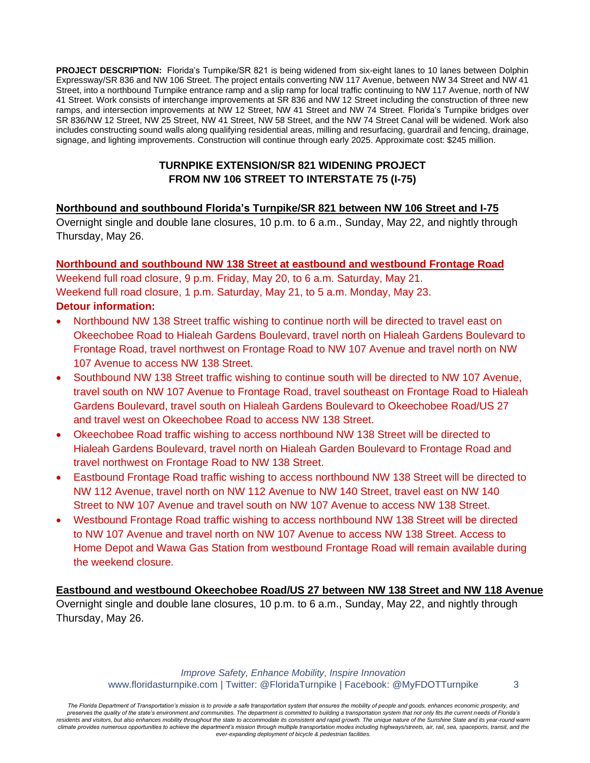**PROJECT DESCRIPTION:** Florida's Turnpike/SR 821 is being widened from six-eight lanes to 10 lanes between Dolphin Expressway/SR 836 and NW 106 Street. The project entails converting NW 117 Avenue, between NW 34 Street and NW 41 Street, into a northbound Turnpike entrance ramp and a slip ramp for local traffic continuing to NW 117 Avenue, north of NW 41 Street. Work consists of interchange improvements at SR 836 and NW 12 Street including the construction of three new ramps, and intersection improvements at NW 12 Street, NW 41 Street and NW 74 Street. Florida's Turnpike bridges over SR 836/NW 12 Street, NW 25 Street, NW 41 Street, NW 58 Street, and the NW 74 Street Canal will be widened. Work also includes constructing sound walls along qualifying residential areas, milling and resurfacing, guardrail and fencing, drainage, signage, and lighting improvements. Construction will continue through early 2025. Approximate cost: $245 million.

## TURNPIKE EXTENSION/SR 821 WIDENING PROJECT FROM NW 106 STREET TO INTERSTATE 75 (I-75)

**Northbound and southbound Florida's Turnpike/SR 821 between NW 106 Street and I-75**

Overnight single and double lane closures, 10 p.m. to 6 a.m., Sunday, May 22, and nightly through Thursday, May 26.

**Northbound and southbound NW 138 Street at eastbound and westbound Frontage Road**

Weekend full road closure, 9 p.m. Friday, May 20, to 6 a.m. Saturday, May 21.
Weekend full road closure, 1 p.m. Saturday, May 21, to 5 a.m. Monday, May 23.

**Detour information:**

- Northbound NW 138 Street traffic wishing to continue north will be directed to travel east on Okeechobee Road to Hialeah Gardens Boulevard, travel north on Hialeah Gardens Boulevard to Frontage Road, travel northwest on Frontage Road to NW 107 Avenue and travel north on NW 107 Avenue to access NW 138 Street.
- Southbound NW 138 Street traffic wishing to continue south will be directed to NW 107 Avenue, travel south on NW 107 Avenue to Frontage Road, travel southeast on Frontage Road to Hialeah Gardens Boulevard, travel south on Hialeah Gardens Boulevard to Okeechobee Road/US 27 and travel west on Okeechobee Road to access NW 138 Street.
- Okeechobee Road traffic wishing to access northbound NW 138 Street will be directed to Hialeah Gardens Boulevard, travel north on Hialeah Garden Boulevard to Frontage Road and travel northwest on Frontage Road to NW 138 Street.
- Eastbound Frontage Road traffic wishing to access northbound NW 138 Street will be directed to NW 112 Avenue, travel north on NW 112 Avenue to NW 140 Street, travel east on NW 140 Street to NW 107 Avenue and travel south on NW 107 Avenue to access NW 138 Street.
- Westbound Frontage Road traffic wishing to access northbound NW 138 Street will be directed to NW 107 Avenue and travel north on NW 107 Avenue to access NW 138 Street. Access to Home Depot and Wawa Gas Station from westbound Frontage Road will remain available during the weekend closure.

**Eastbound and westbound Okeechobee Road/US 27 between NW 138 Street and NW 118 Avenue**

Overnight single and double lane closures, 10 p.m. to 6 a.m., Sunday, May 22, and nightly through Thursday, May 26.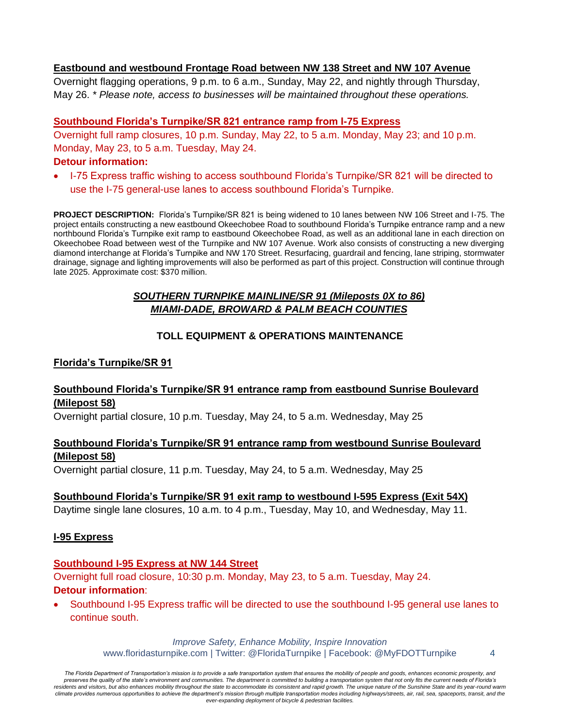**Eastbound and westbound Frontage Road between NW 138 Street and NW 107 Avenue**

Overnight flagging operations, 9 p.m. to 6 a.m., Sunday, May 22, and nightly through Thursday, May 26. * *Please note, access to businesses will be maintained throughout these operations.*

**Southbound Florida's Turnpike/SR 821 entrance ramp from I-75 Express**

Overnight full ramp closures, 10 p.m. Sunday, May 22, to 5 a.m. Monday, May 23; and 10 p.m. Monday, May 23, to 5 a.m. Tuesday, May 24.

**Detour information:**

- I-75 Express traffic wishing to access southbound Florida's Turnpike/SR 821 will be directed to use the I-75 general-use lanes to access southbound Florida's Turnpike.

**PROJECT DESCRIPTION:** Florida's Turnpike/SR 821 is being widened to 10 lanes between NW 106 Street and I-75. The project entails constructing a new eastbound Okeechobee Road to southbound Florida's Turnpike entrance ramp and a new northbound Florida's Turnpike exit ramp to eastbound Okeechobee Road, as well as an additional lane in each direction on Okeechobee Road between west of the Turnpike and NW 107 Avenue. Work also consists of constructing a new diverging diamond interchange at Florida's Turnpike and NW 170 Street. Resurfacing, guardrail and fencing, lane striping, stormwater drainage, signage and lighting improvements will also be performed as part of this project. Construction will continue through late 2025. Approximate cost: $370 million.

## *SOUTHERN TURNPIKE MAINLINE/SR 91 (Mileposts 0X to 86)*
## *MIAMI-DADE, BROWARD & PALM BEACH COUNTIES*

### TOLL EQUIPMENT & OPERATIONS MAINTENANCE

**Florida's Turnpike/SR 91**

**Southbound Florida's Turnpike/SR 91 entrance ramp from eastbound Sunrise Boulevard (Milepost 58)**

Overnight partial closure, 10 p.m. Tuesday, May 24, to 5 a.m. Wednesday, May 25

**Southbound Florida's Turnpike/SR 91 entrance ramp from westbound Sunrise Boulevard (Milepost 58)**

Overnight partial closure, 11 p.m. Tuesday, May 24, to 5 a.m. Wednesday, May 25

**Southbound Florida's Turnpike/SR 91 exit ramp to westbound I-595 Express (Exit 54X)**

Daytime single lane closures, 10 a.m. to 4 p.m., Tuesday, May 10, and Wednesday, May 11.

**I-95 Express**

**Southbound I-95 Express at NW 144 Street**

Overnight full road closure, 10:30 p.m. Monday, May 23, to 5 a.m. Tuesday, May 24.

**Detour information**:

- Southbound I-95 Express traffic will be directed to use the southbound I-95 general use lanes to continue south.

*Improve Safety, Enhance Mobility, Inspire Innovation*
www.floridasturnpike.com | Twitter: @FloridaTurnpike | Facebook: @MyFDOTTurnpike

*The Florida Department of Transportation's mission is to provide a safe transportation system that ensures the mobility of people and goods, enhances economic prosperity, and preserves the quality of the state's environment and communities. The department is committed to building a transportation system that not only fits the current needs of Florida's residents and visitors, but also enhances mobility throughout the state to accommodate its consistent and rapid growth. The unique nature of the Sunshine State and its year-round warm climate provides numerous opportunities to achieve the department's mission through multiple transportation modes including highways/streets, air, rail, sea, spaceports, transit, and the ever-expanding deployment of bicycle & pedestrian facilities.*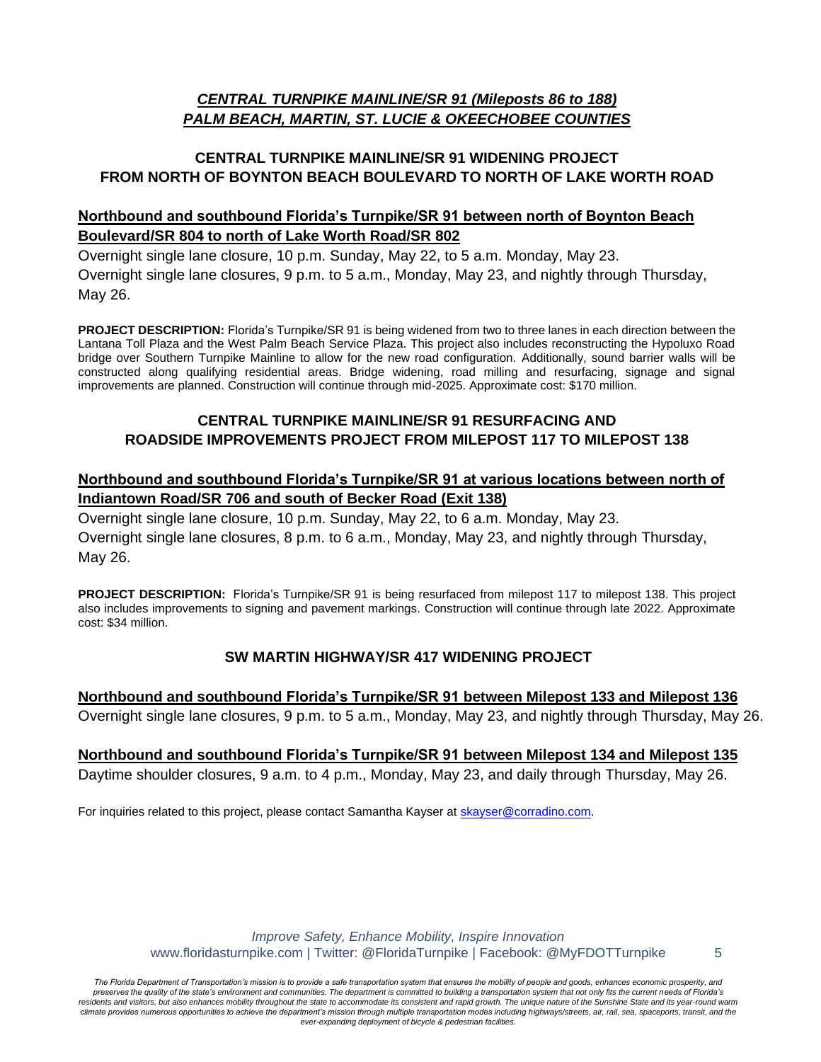## *CENTRAL TURNPIKE MAINLINE/SR 91 (Mileposts 86 to 188)*
## *PALM BEACH, MARTIN, ST. LUCIE & OKEECHOBEE COUNTIES*

### CENTRAL TURNPIKE MAINLINE/SR 91 WIDENING PROJECT FROM NORTH OF BOYNTON BEACH BOULEVARD TO NORTH OF LAKE WORTH ROAD

**Northbound and southbound Florida's Turnpike/SR 91 between north of Boynton Beach Boulevard/SR 804 to north of Lake Worth Road/SR 802**

Overnight single lane closure, 10 p.m. Sunday, May 22, to 5 a.m. Monday, May 23.
Overnight single lane closures, 9 p.m. to 5 a.m., Monday, May 23, and nightly through Thursday, May 26.

**PROJECT DESCRIPTION:** Florida's Turnpike/SR 91 is being widened from two to three lanes in each direction between the Lantana Toll Plaza and the West Palm Beach Service Plaza. This project also includes reconstructing the Hypoluxo Road bridge over Southern Turnpike Mainline to allow for the new road configuration. Additionally, sound barrier walls will be constructed along qualifying residential areas. Bridge widening, road milling and resurfacing, signage and signal improvements are planned. Construction will continue through mid-2025. Approximate cost: $170 million.

### CENTRAL TURNPIKE MAINLINE/SR 91 RESURFACING AND ROADSIDE IMPROVEMENTS PROJECT FROM MILEPOST 117 TO MILEPOST 138

**Northbound and southbound Florida's Turnpike/SR 91 at various locations between north of Indiantown Road/SR 706 and south of Becker Road (Exit 138)**

Overnight single lane closure, 10 p.m. Sunday, May 22, to 6 a.m. Monday, May 23.
Overnight single lane closures, 8 p.m. to 6 a.m., Monday, May 23, and nightly through Thursday, May 26.

**PROJECT DESCRIPTION:** Florida's Turnpike/SR 91 is being resurfaced from milepost 117 to milepost 138. This project also includes improvements to signing and pavement markings. Construction will continue through late 2022. Approximate cost: $34 million.

### SW MARTIN HIGHWAY/SR 417 WIDENING PROJECT

**Northbound and southbound Florida's Turnpike/SR 91 between Milepost 133 and Milepost 136**

Overnight single lane closures, 9 p.m. to 5 a.m., Monday, May 23, and nightly through Thursday, May 26.

**Northbound and southbound Florida's Turnpike/SR 91 between Milepost 134 and Milepost 135**

Daytime shoulder closures, 9 a.m. to 4 p.m., Monday, May 23, and daily through Thursday, May 26.

For inquiries related to this project, please contact Samantha Kayser at skayser@corradino.com.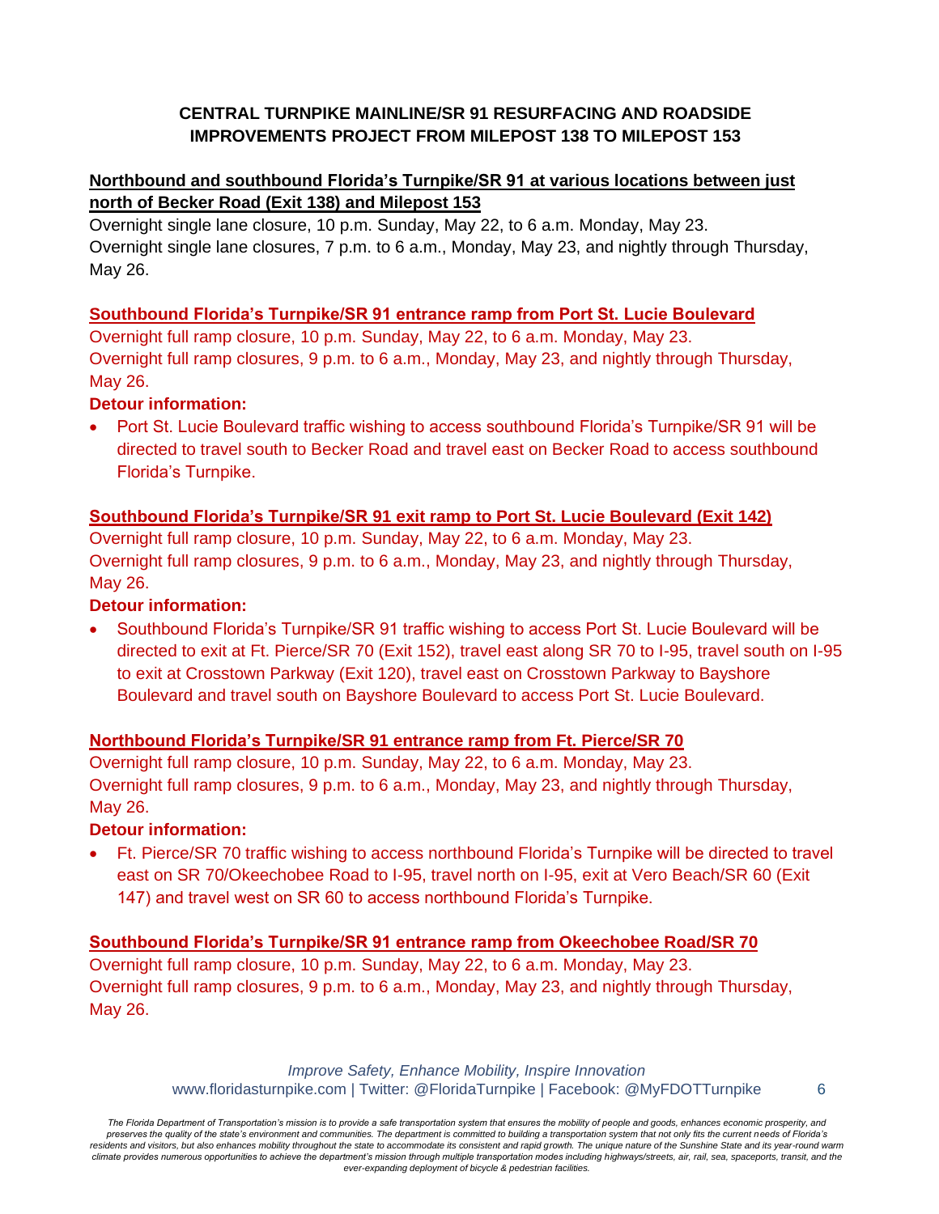**CENTRAL TURNPIKE MAINLINE/SR 91 RESURFACING AND ROADSIDE IMPROVEMENTS PROJECT FROM MILEPOST 138 TO MILEPOST 153**

**Northbound and southbound Florida's Turnpike/SR 91 at various locations between just north of Becker Road (Exit 138) and Milepost 153**

Overnight single lane closure, 10 p.m. Sunday, May 22, to 6 a.m. Monday, May 23.
Overnight single lane closures, 7 p.m. to 6 a.m., Monday, May 23, and nightly through Thursday, May 26.

**Southbound Florida's Turnpike/SR 91 entrance ramp from Port St. Lucie Boulevard**

Overnight full ramp closure, 10 p.m. Sunday, May 22, to 6 a.m. Monday, May 23.
Overnight full ramp closures, 9 p.m. to 6 a.m., Monday, May 23, and nightly through Thursday, May 26.

**Detour information:**

- Port St. Lucie Boulevard traffic wishing to access southbound Florida's Turnpike/SR 91 will be directed to travel south to Becker Road and travel east on Becker Road to access southbound Florida's Turnpike.

**Southbound Florida's Turnpike/SR 91 exit ramp to Port St. Lucie Boulevard (Exit 142)**

Overnight full ramp closure, 10 p.m. Sunday, May 22, to 6 a.m. Monday, May 23.
Overnight full ramp closures, 9 p.m. to 6 a.m., Monday, May 23, and nightly through Thursday, May 26.

**Detour information:**

- Southbound Florida's Turnpike/SR 91 traffic wishing to access Port St. Lucie Boulevard will be directed to exit at Ft. Pierce/SR 70 (Exit 152), travel east along SR 70 to I-95, travel south on I-95 to exit at Crosstown Parkway (Exit 120), travel east on Crosstown Parkway to Bayshore Boulevard and travel south on Bayshore Boulevard to access Port St. Lucie Boulevard.

**Northbound Florida's Turnpike/SR 91 entrance ramp from Ft. Pierce/SR 70**

Overnight full ramp closure, 10 p.m. Sunday, May 22, to 6 a.m. Monday, May 23.
Overnight full ramp closures, 9 p.m. to 6 a.m., Monday, May 23, and nightly through Thursday, May 26.

**Detour information:**

- Ft. Pierce/SR 70 traffic wishing to access northbound Florida's Turnpike will be directed to travel east on SR 70/Okeechobee Road to I-95, travel north on I-95, exit at Vero Beach/SR 60 (Exit 147) and travel west on SR 60 to access northbound Florida's Turnpike.

**Southbound Florida's Turnpike/SR 91 entrance ramp from Okeechobee Road/SR 70**

Overnight full ramp closure, 10 p.m. Sunday, May 22, to 6 a.m. Monday, May 23.
Overnight full ramp closures, 9 p.m. to 6 a.m., Monday, May 23, and nightly through Thursday, May 26.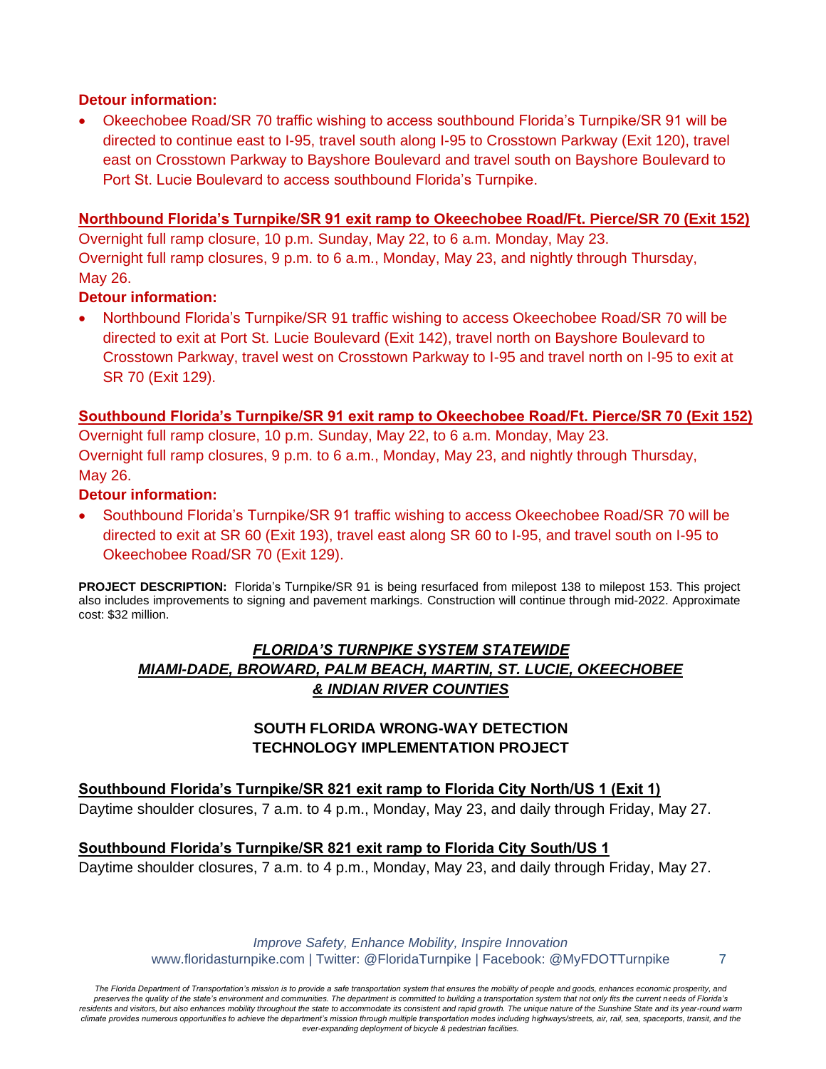**Detour information:**

- Okeechobee Road/SR 70 traffic wishing to access southbound Florida's Turnpike/SR 91 will be directed to continue east to I-95, travel south along I-95 to Crosstown Parkway (Exit 120), travel east on Crosstown Parkway to Bayshore Boulevard and travel south on Bayshore Boulevard to Port St. Lucie Boulevard to access southbound Florida's Turnpike.

**Northbound Florida's Turnpike/SR 91 exit ramp to Okeechobee Road/Ft. Pierce/SR 70 (Exit 152)**

Overnight full ramp closure, 10 p.m. Sunday, May 22, to 6 a.m. Monday, May 23.
Overnight full ramp closures, 9 p.m. to 6 a.m., Monday, May 23, and nightly through Thursday, May 26.

**Detour information:**

- Northbound Florida's Turnpike/SR 91 traffic wishing to access Okeechobee Road/SR 70 will be directed to exit at Port St. Lucie Boulevard (Exit 142), travel north on Bayshore Boulevard to Crosstown Parkway, travel west on Crosstown Parkway to I-95 and travel north on I-95 to exit at SR 70 (Exit 129).

**Southbound Florida's Turnpike/SR 91 exit ramp to Okeechobee Road/Ft. Pierce/SR 70 (Exit 152)**

Overnight full ramp closure, 10 p.m. Sunday, May 22, to 6 a.m. Monday, May 23.
Overnight full ramp closures, 9 p.m. to 6 a.m., Monday, May 23, and nightly through Thursday, May 26.

**Detour information:**

- Southbound Florida's Turnpike/SR 91 traffic wishing to access Okeechobee Road/SR 70 will be directed to exit at SR 60 (Exit 193), travel east along SR 60 to I-95, and travel south on I-95 to Okeechobee Road/SR 70 (Exit 129).

**PROJECT DESCRIPTION:** Florida's Turnpike/SR 91 is being resurfaced from milepost 138 to milepost 153. This project also includes improvements to signing and pavement markings. Construction will continue through mid-2022. Approximate cost: $32 million.

## *FLORIDA'S TURNPIKE SYSTEM STATEWIDE*
## *MIAMI-DADE, BROWARD, PALM BEACH, MARTIN, ST. LUCIE, OKEECHOBEE & INDIAN RIVER COUNTIES*

### SOUTH FLORIDA WRONG-WAY DETECTION TECHNOLOGY IMPLEMENTATION PROJECT

**Southbound Florida's Turnpike/SR 821 exit ramp to Florida City North/US 1 (Exit 1)**

Daytime shoulder closures, 7 a.m. to 4 p.m., Monday, May 23, and daily through Friday, May 27.

**Southbound Florida's Turnpike/SR 821 exit ramp to Florida City South/US 1**

Daytime shoulder closures, 7 a.m. to 4 p.m., Monday, May 23, and daily through Friday, May 27.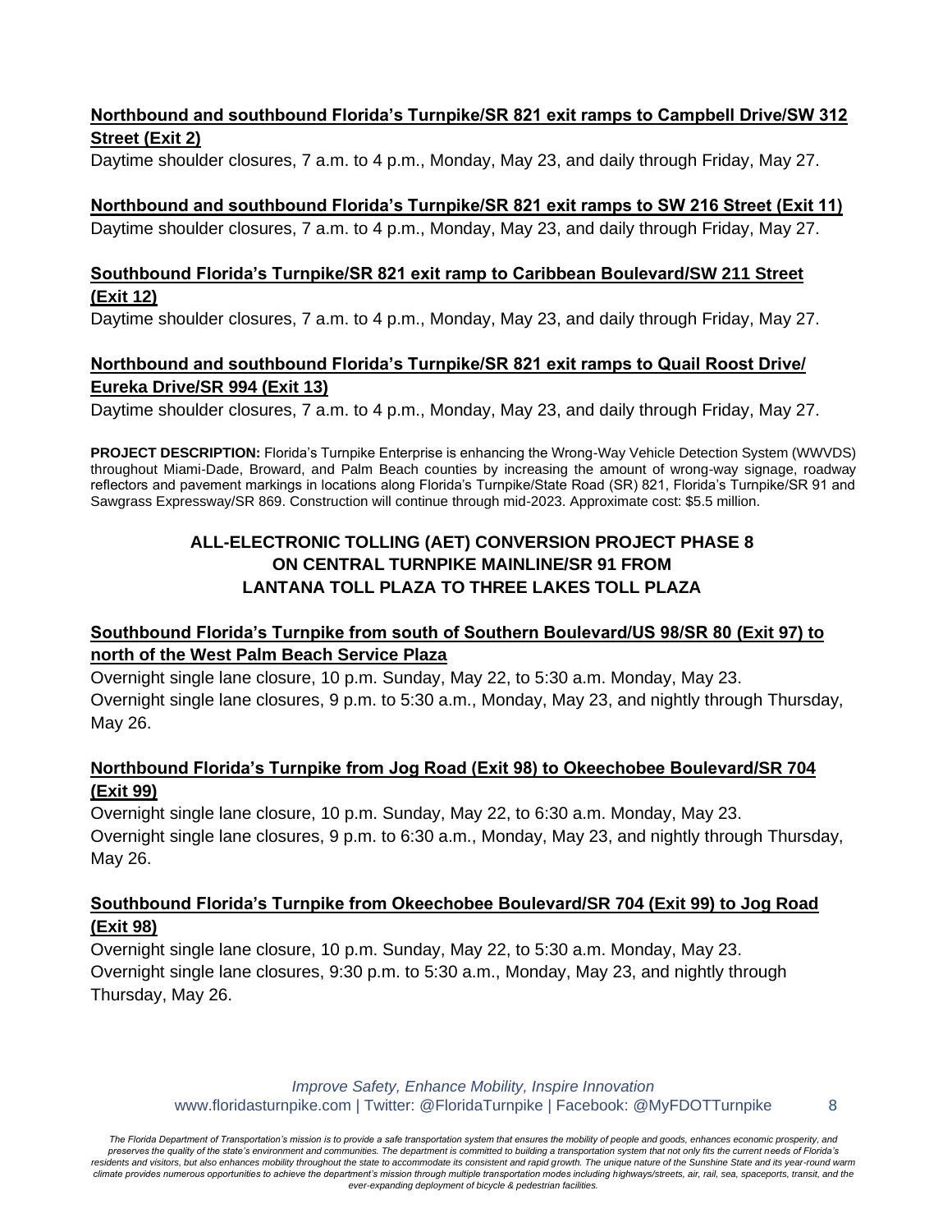**Northbound and southbound Florida's Turnpike/SR 821 exit ramps to Campbell Drive/SW 312 Street (Exit 2)**

Daytime shoulder closures, 7 a.m. to 4 p.m., Monday, May 23, and daily through Friday, May 27.

**Northbound and southbound Florida's Turnpike/SR 821 exit ramps to SW 216 Street (Exit 11)**

Daytime shoulder closures, 7 a.m. to 4 p.m., Monday, May 23, and daily through Friday, May 27.

**Southbound Florida's Turnpike/SR 821 exit ramp to Caribbean Boulevard/SW 211 Street (Exit 12)**

Daytime shoulder closures, 7 a.m. to 4 p.m., Monday, May 23, and daily through Friday, May 27.

**Northbound and southbound Florida's Turnpike/SR 821 exit ramps to Quail Roost Drive/ Eureka Drive/SR 994 (Exit 13)**

Daytime shoulder closures, 7 a.m. to 4 p.m., Monday, May 23, and daily through Friday, May 27.

**PROJECT DESCRIPTION:** Florida's Turnpike Enterprise is enhancing the Wrong-Way Vehicle Detection System (WWVDS) throughout Miami-Dade, Broward, and Palm Beach counties by increasing the amount of wrong-way signage, roadway reflectors and pavement markings in locations along Florida's Turnpike/State Road (SR) 821, Florida's Turnpike/SR 91 and Sawgrass Expressway/SR 869. Construction will continue through mid-2023. Approximate cost: $5.5 million.

## ALL-ELECTRONIC TOLLING (AET) CONVERSION PROJECT PHASE 8 ON CENTRAL TURNPIKE MAINLINE/SR 91 FROM LANTANA TOLL PLAZA TO THREE LAKES TOLL PLAZA

**Southbound Florida's Turnpike from south of Southern Boulevard/US 98/SR 80 (Exit 97) to north of the West Palm Beach Service Plaza**

Overnight single lane closure, 10 p.m. Sunday, May 22, to 5:30 a.m. Monday, May 23.
Overnight single lane closures, 9 p.m. to 5:30 a.m., Monday, May 23, and nightly through Thursday, May 26.

**Northbound Florida's Turnpike from Jog Road (Exit 98) to Okeechobee Boulevard/SR 704 (Exit 99)**

Overnight single lane closure, 10 p.m. Sunday, May 22, to 6:30 a.m. Monday, May 23.
Overnight single lane closures, 9 p.m. to 6:30 a.m., Monday, May 23, and nightly through Thursday, May 26.

**Southbound Florida's Turnpike from Okeechobee Boulevard/SR 704 (Exit 99) to Jog Road (Exit 98)**

Overnight single lane closure, 10 p.m. Sunday, May 22, to 5:30 a.m. Monday, May 23.
Overnight single lane closures, 9:30 p.m. to 5:30 a.m., Monday, May 23, and nightly through Thursday, May 26.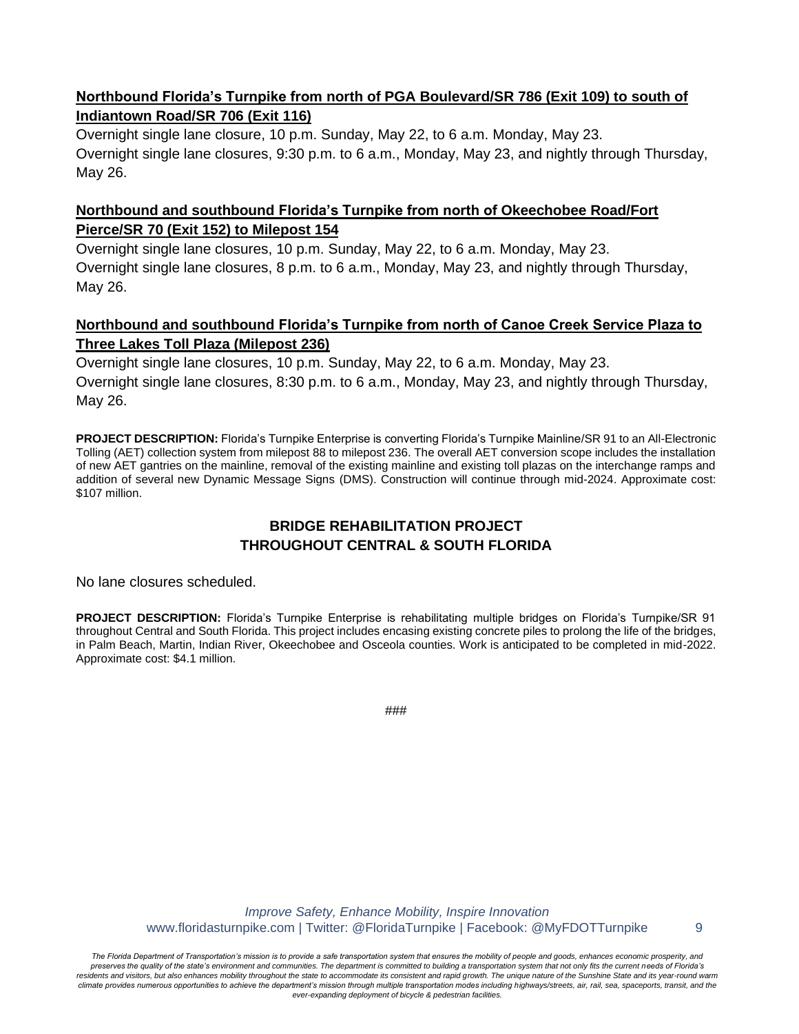**Northbound Florida's Turnpike from north of PGA Boulevard/SR 786 (Exit 109) to south of Indiantown Road/SR 706 (Exit 116)**

Overnight single lane closure, 10 p.m. Sunday, May 22, to 6 a.m. Monday, May 23.
Overnight single lane closures, 9:30 p.m. to 6 a.m., Monday, May 23, and nightly through Thursday, May 26.

**Northbound and southbound Florida's Turnpike from north of Okeechobee Road/Fort Pierce/SR 70 (Exit 152) to Milepost 154**

Overnight single lane closures, 10 p.m. Sunday, May 22, to 6 a.m. Monday, May 23.
Overnight single lane closures, 8 p.m. to 6 a.m., Monday, May 23, and nightly through Thursday, May 26.

**Northbound and southbound Florida's Turnpike from north of Canoe Creek Service Plaza to Three Lakes Toll Plaza (Milepost 236)**

Overnight single lane closures, 10 p.m. Sunday, May 22, to 6 a.m. Monday, May 23.
Overnight single lane closures, 8:30 p.m. to 6 a.m., Monday, May 23, and nightly through Thursday, May 26.

**PROJECT DESCRIPTION:** Florida's Turnpike Enterprise is converting Florida's Turnpike Mainline/SR 91 to an All-Electronic Tolling (AET) collection system from milepost 88 to milepost 236. The overall AET conversion scope includes the installation of new AET gantries on the mainline, removal of the existing mainline and existing toll plazas on the interchange ramps and addition of several new Dynamic Message Signs (DMS). Construction will continue through mid-2024. Approximate cost: $107 million.

## BRIDGE REHABILITATION PROJECT THROUGHOUT CENTRAL & SOUTH FLORIDA

No lane closures scheduled.

**PROJECT DESCRIPTION:** Florida's Turnpike Enterprise is rehabilitating multiple bridges on Florida's Turnpike/SR 91 throughout Central and South Florida. This project includes encasing existing concrete piles to prolong the life of the bridges, in Palm Beach, Martin, Indian River, Okeechobee and Osceola counties. Work is anticipated to be completed in mid-2022. Approximate cost: $4.1 million.

###

*Improve Safety, Enhance Mobility, Inspire Innovation*
www.floridasturnpike.com | Twitter: @FloridaTurnpike | Facebook: @MyFDOTTurnpike

*The Florida Department of Transportation's mission is to provide a safe transportation system that ensures the mobility of people and goods, enhances economic prosperity, and preserves the quality of the state's environment and communities. The department is committed to building a transportation system that not only fits the current needs of Florida's residents and visitors, but also enhances mobility throughout the state to accommodate its consistent and rapid growth. The unique nature of the Sunshine State and its year-round warm climate provides numerous opportunities to achieve the department's mission through multiple transportation modes including highways/streets, air, rail, sea, spaceports, transit, and the ever-expanding deployment of bicycle & pedestrian facilities.*